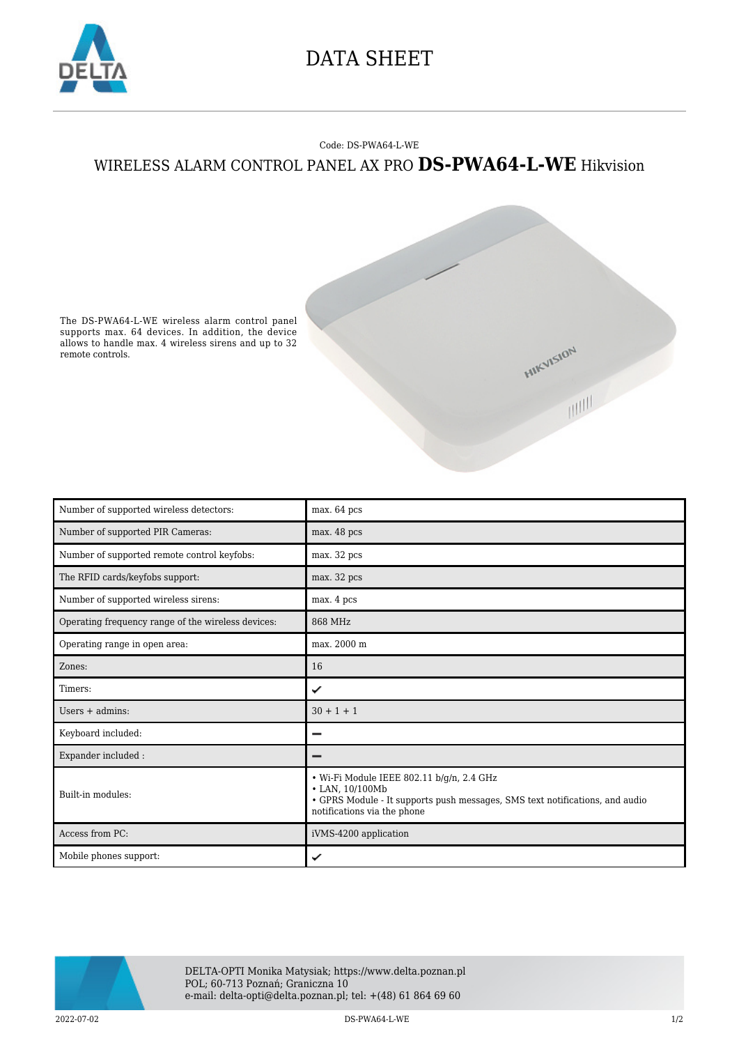# DATA SHEET

Code: DS-PWA64-L-WE

## WIRELESS ALARM CONTROL PANEL AX PRO **DS-PWA64-L-WE** Hikvision

The DS-PWA64-L-WE wireless alarm control panel supports max. 64 devices. In addition, the device allows to handle max. 4 wireless sirens and up to 32 remote controls.

| | |
|---|---|
| Number of supported wireless detectors: | max. 64 pcs |
| Number of supported PIR Cameras: | max. 48 pcs |
| Number of supported remote control keyfobs: | max. 32 pcs |
| The RFID cards/keyfobs support: | max. 32 pcs |
| Number of supported wireless sirens: | max. 4 pcs |
| Operating frequency range of the wireless devices: | 868 MHz |
| Operating range in open area: | max. 2000 m |
| Zones: | 16 |
| Timers: | ✔ |
| Users + admins: | 30 + 1 + 1 |
| Keyboard included: | ━ |
| Expander included : | ━ |
| Built-in modules: | • Wi-Fi Module IEEE 802.11 b/g/n, 2.4 GHz<br>• LAN, 10/100Mb<br>• GPRS Module - It supports push messages, SMS text notifications, and audio notifications via the phone |
| Access from PC: | iVMS-4200 application |
| Mobile phones support: | ✔ |

DELTA-OPTI Monika Matysiak; https://www.delta.poznan.pl
POL; 60-713 Poznań; Graniczna 10
e-mail: delta-opti@delta.poznan.pl; tel: +(48) 61 864 69 60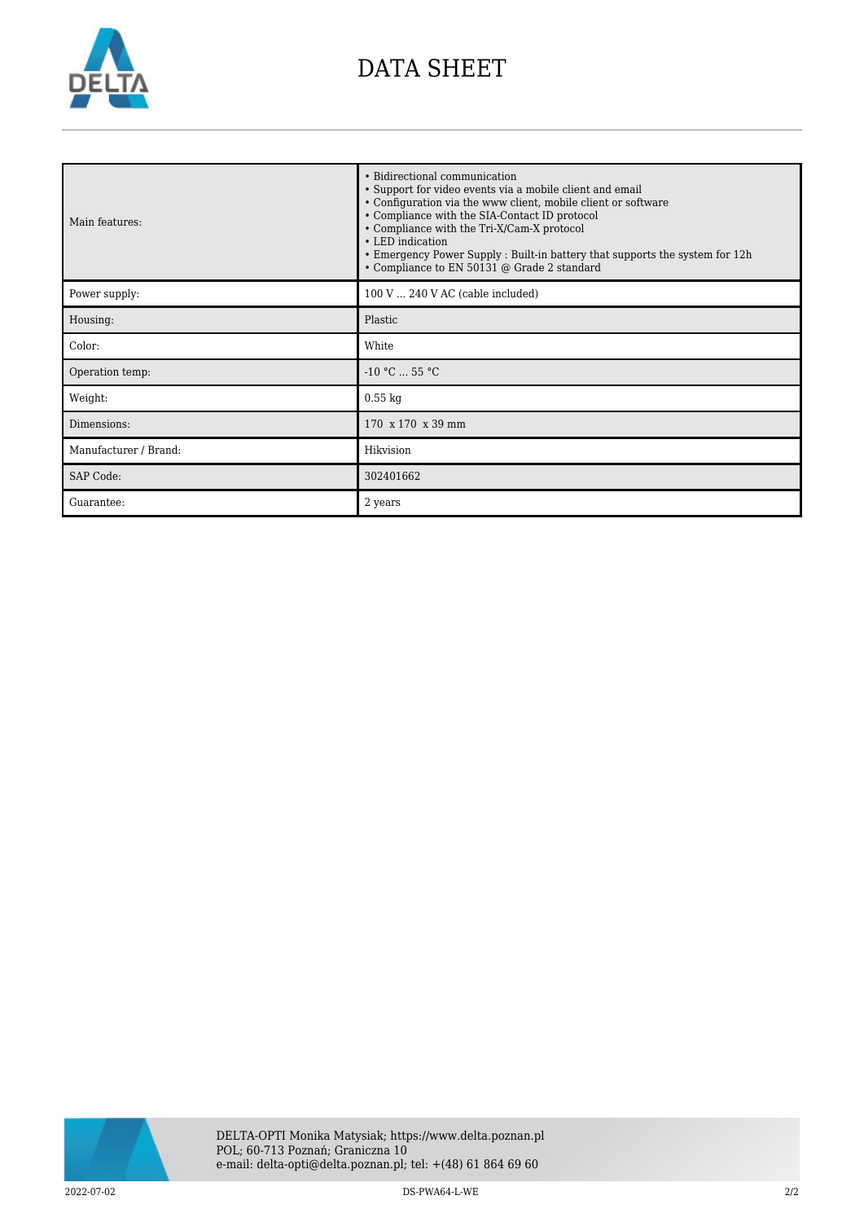# DATA SHEET

| | |
|---|---|
| Main features: | • Bidirectional communication<br>• Support for video events via a mobile client and email<br>• Configuration via the www client, mobile client or software<br>• Compliance with the SIA-Contact ID protocol<br>• Compliance with the Tri-X/Cam-X protocol<br>• LED indication<br>• Emergency Power Supply : Built-in battery that supports the system for 12h<br>• Compliance to EN 50131 @ Grade 2 standard |
| Power supply: | 100 V ... 240 V AC (cable included) |
| Housing: | Plastic |
| Color: | White |
| Operation temp: | -10 °C ... 55 °C |
| Weight: | 0.55 kg |
| Dimensions: | 170 x 170 x 39 mm |
| Manufacturer / Brand: | Hikvision |
| SAP Code: | 302401662 |
| Guarantee: | 2 years |

DELTA-OPTI Monika Matysiak; https://www.delta.poznan.pl
POL; 60-713 Poznań; Graniczna 10
e-mail: delta-opti@delta.poznan.pl; tel: +(48) 61 864 69 60

2022-07-02 DS-PWA64-L-WE